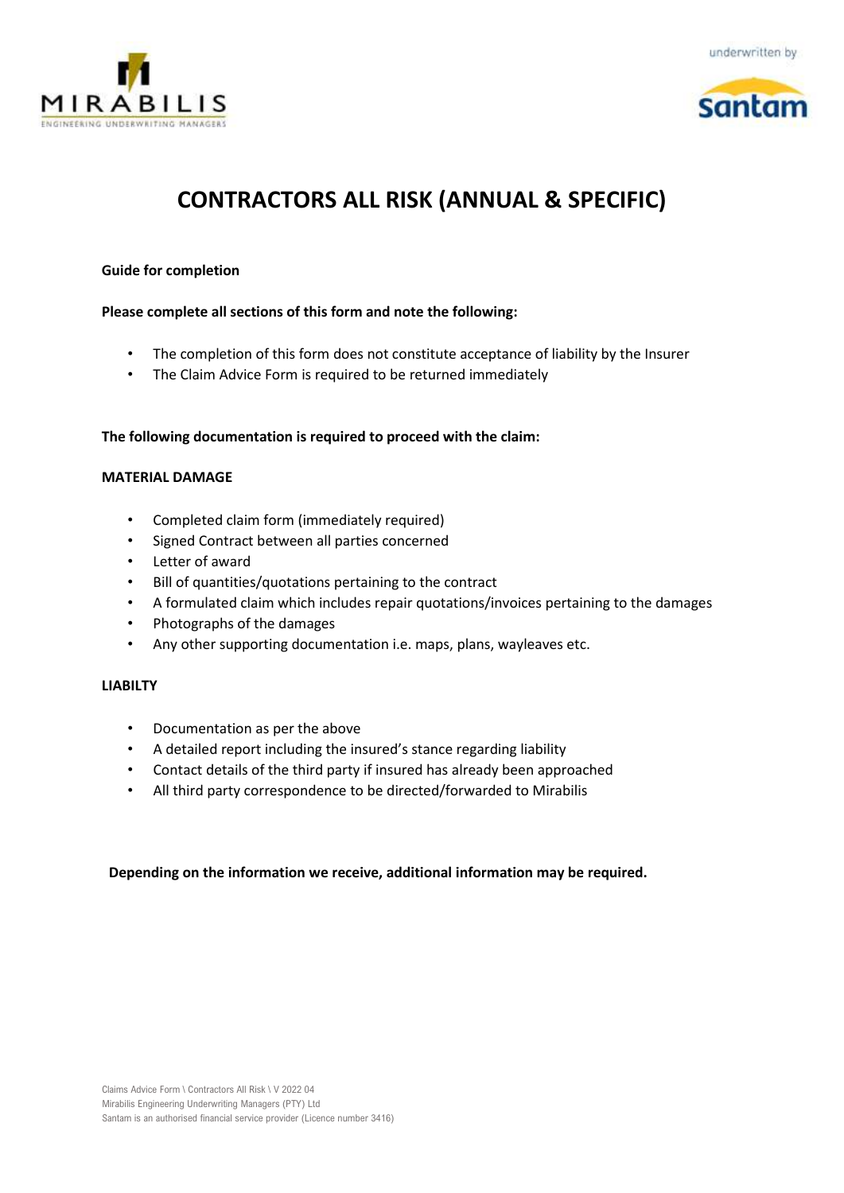# CONTRACTORS ALL RISK (ANNUAL & SPECIFIC)

**Guide for completion**

**Please complete all sections of this form and note the following:**

- The completion of this form does not constitute acceptance of liability by the Insurer
- The Claim Advice Form is required to be returned immediately

**The following documentation is required to proceed with the claim:**

**MATERIAL DAMAGE**

- Completed claim form (immediately required)
- Signed Contract between all parties concerned
- Letter of award
- Bill of quantities/quotations pertaining to the contract
- A formulated claim which includes repair quotations/invoices pertaining to the damages
- Photographs of the damages
- Any other supporting documentation i.e. maps, plans, wayleaves etc.

**LIABILTY**

- Documentation as per the above
- A detailed report including the insured's stance regarding liability
- Contact details of the third party if insured has already been approached
- All third party correspondence to be directed/forwarded to Mirabilis

**Depending on the information we receive, additional information may be required.**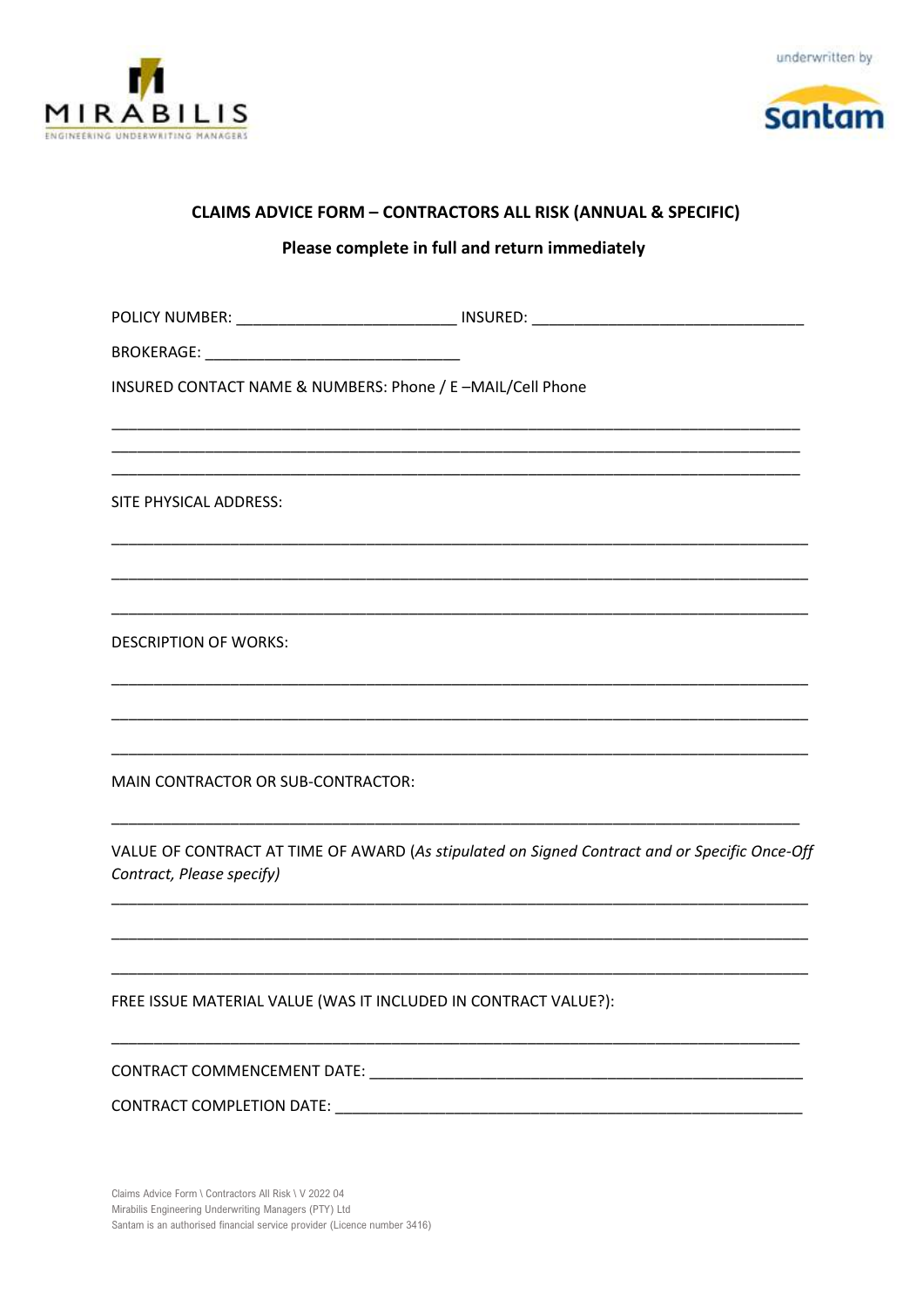MIRABILIS

ENGINEERING UNDERWRITING MANAGERS

underwritten by

santam

## CLAIMS ADVICE FORM – CONTRACTORS ALL RISK (ANNUAL & SPECIFIC)

**Please complete in full and return immediately**

POLICY NUMBER: _________________________ INSURED: _______________________________

BROKERAGE: _____________________________

INSURED CONTACT NAME & NUMBERS: Phone / E –MAIL/Cell Phone

_______________________________________________________________________________

_______________________________________________________________________________

_______________________________________________________________________________

SITE PHYSICAL ADDRESS:

_______________________________________________________________________________

_______________________________________________________________________________

_______________________________________________________________________________

DESCRIPTION OF WORKS:

_______________________________________________________________________________

_______________________________________________________________________________

_______________________________________________________________________________

MAIN CONTRACTOR OR SUB-CONTRACTOR:

_______________________________________________________________________________

VALUE OF CONTRACT AT TIME OF AWARD (*As stipulated on Signed Contract and or Specific Once-Off Contract, Please specify)*

_______________________________________________________________________________

_______________________________________________________________________________

_______________________________________________________________________________

FREE ISSUE MATERIAL VALUE (WAS IT INCLUDED IN CONTRACT VALUE?):

_______________________________________________________________________________

CONTRACT COMMENCEMENT DATE: _________________________________________________

CONTRACT COMPLETION DATE: ___________________________________________________

Claims Advice Form \ Contractors All Risk \ V 2022 04
Mirabilis Engineering Underwriting Managers (PTY) Ltd
Santam is an authorised financial service provider (Licence number 3416)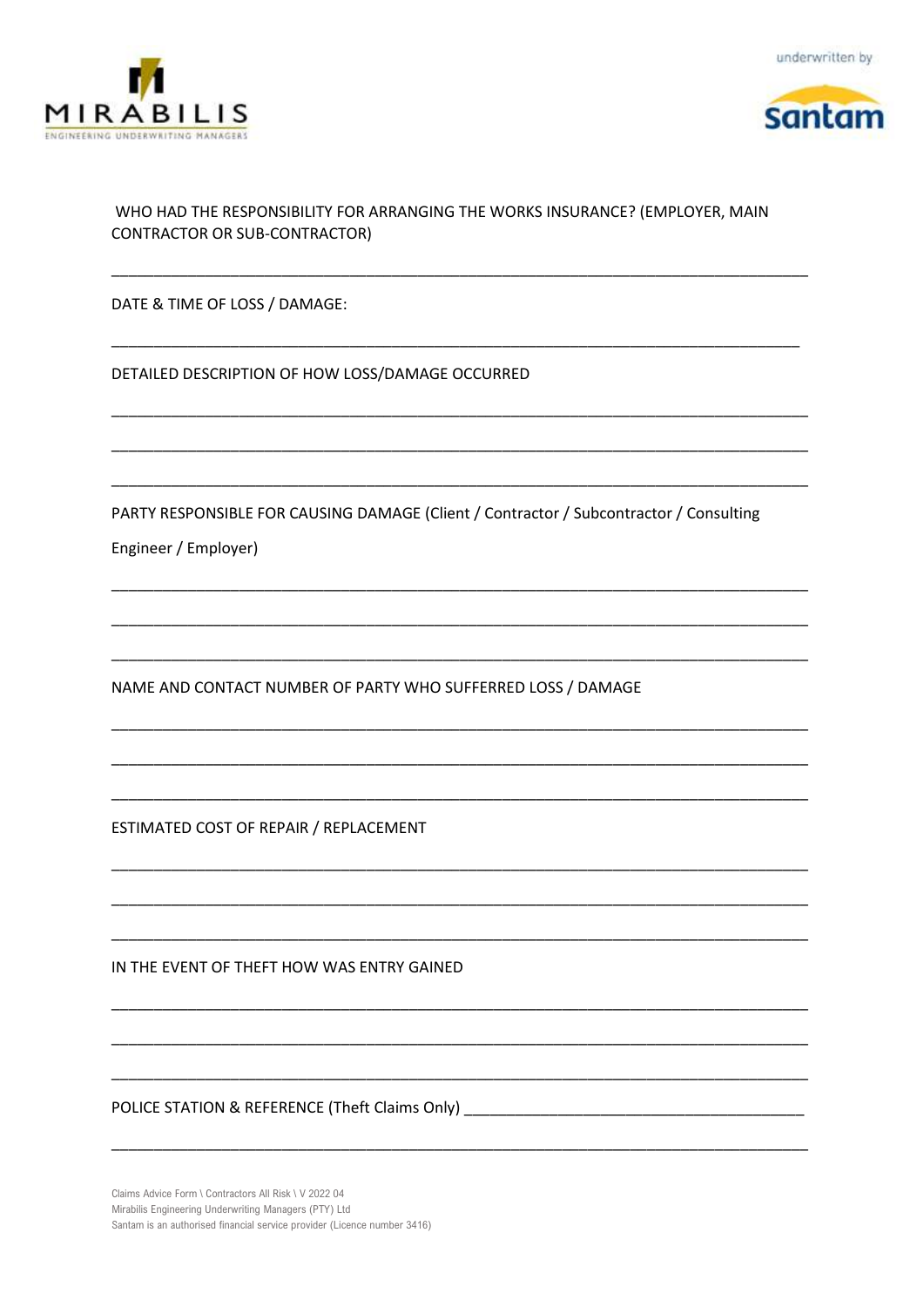MIRABILIS
ENGINEERING UNDERWRITING MANAGERS

underwritten by santam

WHO HAD THE RESPONSIBILITY FOR ARRANGING THE WORKS INSURANCE? (EMPLOYER, MAIN CONTRACTOR OR SUB-CONTRACTOR)

\_\_\_\_\_\_\_\_\_\_\_\_\_\_\_\_\_\_\_\_\_\_\_\_\_\_\_\_\_\_\_\_\_\_\_\_\_\_\_\_\_\_\_\_\_\_\_\_\_\_\_\_\_\_\_\_\_\_\_\_\_\_\_\_\_\_\_\_\_\_\_\_\_\_\_\_

DATE & TIME OF LOSS / DAMAGE:

\_\_\_\_\_\_\_\_\_\_\_\_\_\_\_\_\_\_\_\_\_\_\_\_\_\_\_\_\_\_\_\_\_\_\_\_\_\_\_\_\_\_\_\_\_\_\_\_\_\_\_\_\_\_\_\_\_\_\_\_\_\_\_\_\_\_\_\_\_\_\_\_\_\_\_\_

DETAILED DESCRIPTION OF HOW LOSS/DAMAGE OCCURRED

\_\_\_\_\_\_\_\_\_\_\_\_\_\_\_\_\_\_\_\_\_\_\_\_\_\_\_\_\_\_\_\_\_\_\_\_\_\_\_\_\_\_\_\_\_\_\_\_\_\_\_\_\_\_\_\_\_\_\_\_\_\_\_\_\_\_\_\_\_\_\_\_\_\_\_\_

\_\_\_\_\_\_\_\_\_\_\_\_\_\_\_\_\_\_\_\_\_\_\_\_\_\_\_\_\_\_\_\_\_\_\_\_\_\_\_\_\_\_\_\_\_\_\_\_\_\_\_\_\_\_\_\_\_\_\_\_\_\_\_\_\_\_\_\_\_\_\_\_\_\_\_\_

\_\_\_\_\_\_\_\_\_\_\_\_\_\_\_\_\_\_\_\_\_\_\_\_\_\_\_\_\_\_\_\_\_\_\_\_\_\_\_\_\_\_\_\_\_\_\_\_\_\_\_\_\_\_\_\_\_\_\_\_\_\_\_\_\_\_\_\_\_\_\_\_\_\_\_\_

PARTY RESPONSIBLE FOR CAUSING DAMAGE (Client / Contractor / Subcontractor / Consulting Engineer / Employer)

\_\_\_\_\_\_\_\_\_\_\_\_\_\_\_\_\_\_\_\_\_\_\_\_\_\_\_\_\_\_\_\_\_\_\_\_\_\_\_\_\_\_\_\_\_\_\_\_\_\_\_\_\_\_\_\_\_\_\_\_\_\_\_\_\_\_\_\_\_\_\_\_\_\_\_\_

\_\_\_\_\_\_\_\_\_\_\_\_\_\_\_\_\_\_\_\_\_\_\_\_\_\_\_\_\_\_\_\_\_\_\_\_\_\_\_\_\_\_\_\_\_\_\_\_\_\_\_\_\_\_\_\_\_\_\_\_\_\_\_\_\_\_\_\_\_\_\_\_\_\_\_\_

\_\_\_\_\_\_\_\_\_\_\_\_\_\_\_\_\_\_\_\_\_\_\_\_\_\_\_\_\_\_\_\_\_\_\_\_\_\_\_\_\_\_\_\_\_\_\_\_\_\_\_\_\_\_\_\_\_\_\_\_\_\_\_\_\_\_\_\_\_\_\_\_\_\_\_\_

NAME AND CONTACT NUMBER OF PARTY WHO SUFFERRED LOSS / DAMAGE

\_\_\_\_\_\_\_\_\_\_\_\_\_\_\_\_\_\_\_\_\_\_\_\_\_\_\_\_\_\_\_\_\_\_\_\_\_\_\_\_\_\_\_\_\_\_\_\_\_\_\_\_\_\_\_\_\_\_\_\_\_\_\_\_\_\_\_\_\_\_\_\_\_\_\_\_

\_\_\_\_\_\_\_\_\_\_\_\_\_\_\_\_\_\_\_\_\_\_\_\_\_\_\_\_\_\_\_\_\_\_\_\_\_\_\_\_\_\_\_\_\_\_\_\_\_\_\_\_\_\_\_\_\_\_\_\_\_\_\_\_\_\_\_\_\_\_\_\_\_\_\_\_

\_\_\_\_\_\_\_\_\_\_\_\_\_\_\_\_\_\_\_\_\_\_\_\_\_\_\_\_\_\_\_\_\_\_\_\_\_\_\_\_\_\_\_\_\_\_\_\_\_\_\_\_\_\_\_\_\_\_\_\_\_\_\_\_\_\_\_\_\_\_\_\_\_\_\_\_

ESTIMATED COST OF REPAIR / REPLACEMENT

\_\_\_\_\_\_\_\_\_\_\_\_\_\_\_\_\_\_\_\_\_\_\_\_\_\_\_\_\_\_\_\_\_\_\_\_\_\_\_\_\_\_\_\_\_\_\_\_\_\_\_\_\_\_\_\_\_\_\_\_\_\_\_\_\_\_\_\_\_\_\_\_\_\_\_\_

\_\_\_\_\_\_\_\_\_\_\_\_\_\_\_\_\_\_\_\_\_\_\_\_\_\_\_\_\_\_\_\_\_\_\_\_\_\_\_\_\_\_\_\_\_\_\_\_\_\_\_\_\_\_\_\_\_\_\_\_\_\_\_\_\_\_\_\_\_\_\_\_\_\_\_\_

\_\_\_\_\_\_\_\_\_\_\_\_\_\_\_\_\_\_\_\_\_\_\_\_\_\_\_\_\_\_\_\_\_\_\_\_\_\_\_\_\_\_\_\_\_\_\_\_\_\_\_\_\_\_\_\_\_\_\_\_\_\_\_\_\_\_\_\_\_\_\_\_\_\_\_\_

IN THE EVENT OF THEFT HOW WAS ENTRY GAINED

\_\_\_\_\_\_\_\_\_\_\_\_\_\_\_\_\_\_\_\_\_\_\_\_\_\_\_\_\_\_\_\_\_\_\_\_\_\_\_\_\_\_\_\_\_\_\_\_\_\_\_\_\_\_\_\_\_\_\_\_\_\_\_\_\_\_\_\_\_\_\_\_\_\_\_\_

\_\_\_\_\_\_\_\_\_\_\_\_\_\_\_\_\_\_\_\_\_\_\_\_\_\_\_\_\_\_\_\_\_\_\_\_\_\_\_\_\_\_\_\_\_\_\_\_\_\_\_\_\_\_\_\_\_\_\_\_\_\_\_\_\_\_\_\_\_\_\_\_\_\_\_\_

\_\_\_\_\_\_\_\_\_\_\_\_\_\_\_\_\_\_\_\_\_\_\_\_\_\_\_\_\_\_\_\_\_\_\_\_\_\_\_\_\_\_\_\_\_\_\_\_\_\_\_\_\_\_\_\_\_\_\_\_\_\_\_\_\_\_\_\_\_\_\_\_\_\_\_\_

POLICE STATION & REFERENCE (Theft Claims Only) \_\_\_\_\_\_\_\_\_\_\_\_\_\_\_\_\_\_\_\_\_\_\_\_\_\_\_\_\_\_\_\_\_\_\_\_\_\_\_\_

\_\_\_\_\_\_\_\_\_\_\_\_\_\_\_\_\_\_\_\_\_\_\_\_\_\_\_\_\_\_\_\_\_\_\_\_\_\_\_\_\_\_\_\_\_\_\_\_\_\_\_\_\_\_\_\_\_\_\_\_\_\_\_\_\_\_\_\_\_\_\_\_\_\_\_\_

Claims Advice Form \ Contractors All Risk \ V 2022 04
Mirabilis Engineering Underwriting Managers (PTY) Ltd
Santam is an authorised financial service provider (Licence number 3416)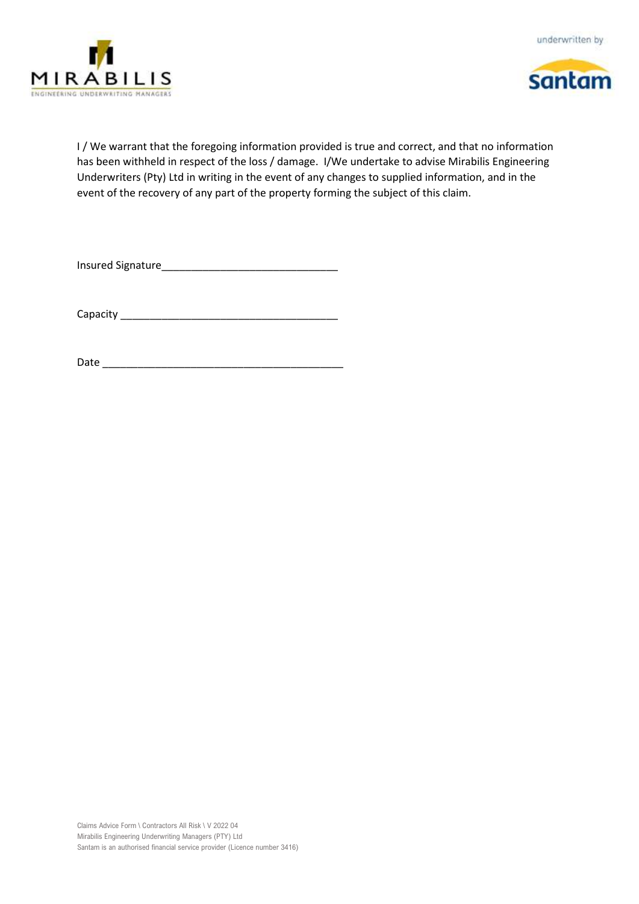I / We warrant that the foregoing information provided is true and correct, and that no information has been withheld in respect of the loss / damage. I/We undertake to advise Mirabilis Engineering Underwriters (Pty) Ltd in writing in the event of any changes to supplied information, and in the event of the recovery of any part of the property forming the subject of this claim.

Insured Signature______________________________

Capacity _____________________________________

Date __________________________________________